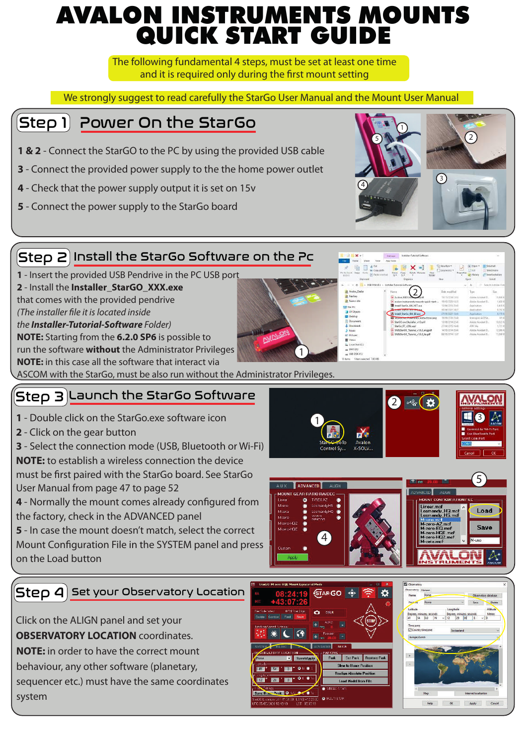# AVALON INSTRUMENTS MOUNTS QUICK START GUIDE

The following fundamental 4 steps, must be set at least one time and it is required only during the first mount setting

We strongly suggest to read carefully the StarGo User Manual and the Mount User Manual

## Step 1 Power On the StarGo

**1 & 2** - Connect the StarGO to the PC by using the provided USB cable

**3** - Connect the provided power supply to the the home power outlet

**4** - Check that the power supply output it is set on 15v

**5** - Connect the power supply to the StarGo board

## Step 2 Install the StarGo Software on the Pc

**1** - Insert the provided USB Pendrive in the PC USB port

**2** - Install the **Installer_StarGO_XXX.exe** that comes with the provided pendrive *(The installer file it is located inside the* ***Installer-Tutorial-Software*** *Folder)*

**NOTE:** Starting from the **6.2.0 SP6** is possible to run the software **without** the Administrator Privileges

**NOTE:** in this case all the software that interact via ASCOM with the StarGo, must be also run without the Administrator Privileges.

## Step 3 Launch the StarGo Software

**1** - Double click on the StarGo.exe software icon

**2** - Click on the gear button

**3** - Select the connection mode (USB, Bluetooth or Wi-Fi)

**NOTE:** to establish a wireless connection the device must be first paired with the StarGo board. See StarGo User Manual from page 47 to page 52

**4** - Normally the mount comes already configured from the factory, check in the ADVANCED panel

**5** - In case the mount doesn't match, select the correct Mount Configuration File in the SYSTEM panel and press on the Load button

## Step 4 Set your Observatory Location

Click on the ALIGN panel and set your **OBSERVATORY LOCATION** coordinates.

**NOTE:** in order to have the correct mount behaviour, any other software (planetary, sequencer etc.) must have the same coordinates system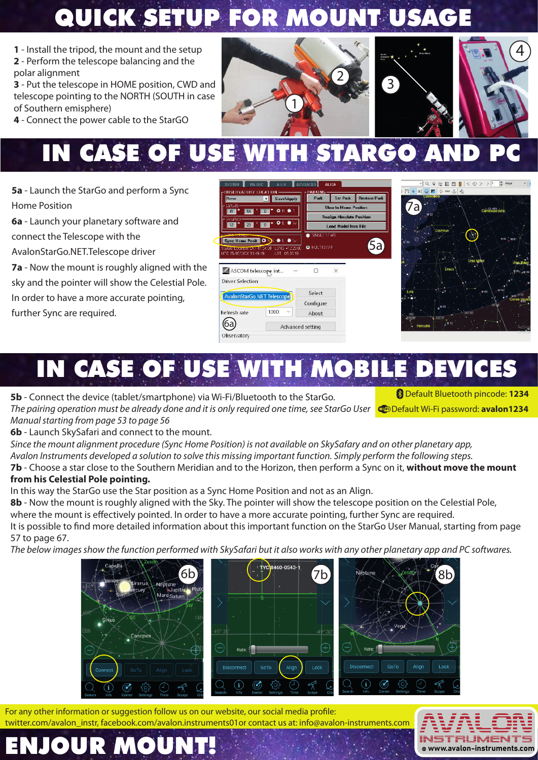# QUICK SETUP FOR MOUNT USAGE

**1** - Install the tripod, the mount and the setup
**2** - Perform the telescope balancing and the polar alignment
**3** - Put the telescope in HOME position, CWD and telescope pointing to the NORTH (SOUTH in case of Southern emisphere)
**4** - Connect the power cable to the StarGO

# IN CASE OF USE WITH STARGO AND PC

**5a** - Launch the StarGo and perform a Sync Home Position

**6a** - Launch your planetary software and connect the Telescope with the AvalonStarGo.NET.Telescope driver

**7a** - Now the mount is roughly aligned with the sky and the pointer will show the Celestial Pole. In order to have a more accurate pointing, further Sync are required.

# IN CASE OF USE WITH MOBILE DEVICES

Default Bluetooth pincode: **1234**
Default Wi-Fi password: **avalon1234**

**5b** - Connect the device (tablet/smartphone) via Wi-Fi/Bluetooth to the StarGo.
*The pairing operation must be already done and it is only required one time, see StarGo User Manual starting from page 53 to page 56*
**6b** - Launch SkySafari and connect to the mount.
*Since the mount alignment procedure (Sync Home Position) is not available on SkySafary and on other planetary app, Avalon Instruments developed a solution to solve this missing important function. Simply perform the following steps.*
**7b** - Choose a star close to the Southern Meridian and to the Horizon, then perform a Sync on it, **without move the mount from his Celestial Pole pointing.**
In this way the StarGo use the Star position as a Sync Home Position and not as an Align.
**8b** - Now the mount is roughly aligned with the Sky. The pointer will show the telescope position on the Celestial Pole, where the mount is effectively pointed. In order to have a more accurate pointing, further Sync are required.
It is possible to find more detailed information about this important function on the StarGo User Manual, starting from page 57 to page 67.
*The below images show the function performed with SkySafari but it also works with any other planetary app and PC softwares.*

For any other information or suggestion follow us on our website, our social media profile:
twitter.com/avalon_instr, facebook.com/avalon.instruments01or contact us at: info@avalon-instruments.com

# ENJOUR MOUNT!

AVALON INSTRUMENTS
www.avalon-instruments.com